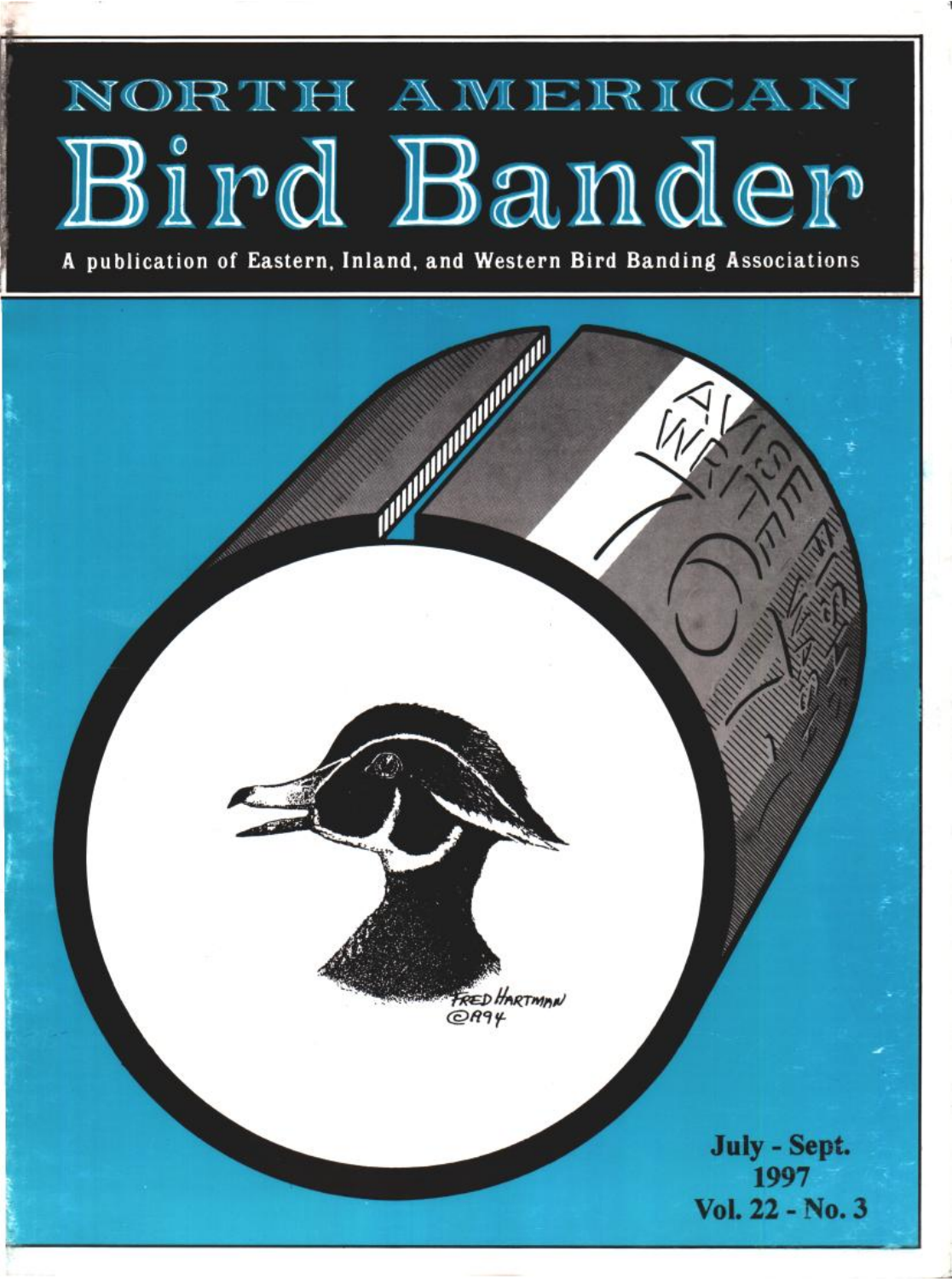# NORTH AMERICAN Bird Bander

A publication of Eastern, Inland, and Western Bird Banding Associations

July - Sept.
1997
Vol. 22 - No. 3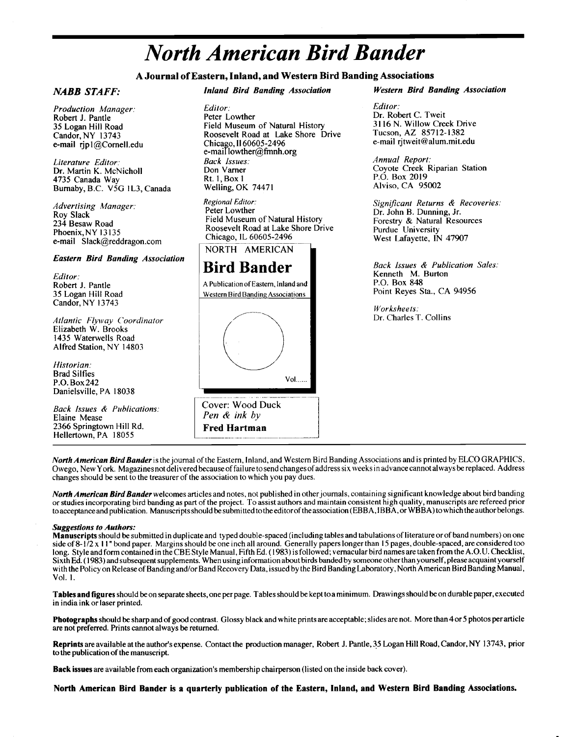# North American Bird Bander

### A Journal of Eastern, Inland, and Western Bird Banding Associations

## *NABB STAFF:*

*Production Manager:*
Robert J. Pantle
35 Logan Hill Road
Candor, NY 13743
e-mail rjp1@Cornell.edu

*Literature Editor:*
Dr. Martin K. McNicholl
4735 Canada Way
Burnaby, B.C. V5G 1L3, Canada

*Advertising Manager:*
Roy Slack
234 Besaw Road
Phoenix, NY 13135
e-mail Slack@reddragon.com

### *Eastern Bird Banding Association*

*Editor:*
Robert J. Pantle
35 Logan Hill Road
Candor, NY 13743

*Atlantic Flyway Coordinator*
Elizabeth W. Brooks
1435 Waterwells Road
Alfred Station, NY 14803

*Historian:*
Brad Silfies
P.O. Box 242
Danielsville, PA 18038

*Back Issues & Publications:*
Elaine Mease
2366 Springtown Hill Rd.
Hellertown, PA 18055

### *Inland Bird Banding Association*

*Editor:*
Peter Lowther
Field Museum of Natural History
Roosevelt Road at Lake Shore Drive
Chicago, Il 60605-2496
e-mail lowther@fmnh.org

*Back Issues:*
Don Varner
Rt. 1, Box 1
Welling, OK 74471

*Regional Editor:*
Peter Lowther
Field Museum of Natural History
Roosevelt Road at Lake Shore Drive
Chicago, IL 60605-2496

NORTH AMERICAN
**Bird Bander**
A Publication of Eastern, Inland and Western Bird Banding Associations
Vol......

Cover: Wood Duck
*Pen & ink by*
**Fred Hartman**

### *Western Bird Banding Association*

*Editor:*
Dr. Robert C. Tweit
3116 N. Willow Creek Drive
Tucson, AZ 85712-1382
e-mail rjtweit@alum.mit.edu

*Annual Report:*
Coyote Creek Riparian Station
P.O. Box 2019
Alviso, CA 95002

*Significant Returns & Recoveries:*
Dr. John B. Dunning, Jr.
Forestry & Natural Resources
Purdue University
West Lafayette, IN 47907

*Back Issues & Publication Sales:*
Kenneth M. Burton
P.O. Box 848
Point Reyes Sta., CA 94956

*Worksheets:*
Dr. Charles T. Collins

---

***North American Bird Bander*** is the journal of the Eastern, Inland, and Western Bird Banding Associations and is printed by ELCO GRAPHICS, Owego, New York. Magazines not delivered because of failure to send changes of address six weeks in advance cannot always be replaced. Address changes should be sent to the treasurer of the association to which you pay dues.

***North American Bird Bander*** welcomes articles and notes, not published in other journals, containing significant knowledge about bird banding or studies incorporating bird banding as part of the project. To assist authors and maintain consistent high quality, manuscripts are refereed prior to acceptance and publication. Manuscripts should be submitted to the editor of the association (EBBA, IBBA, or WBBA) to which the author belongs.

***Suggestions to Authors:***
**Manuscripts** should be submitted in duplicate and typed double-spaced (including tables and tabulations of literature or of band numbers) on one side of 8-1/2 x 11" bond paper. Margins should be one inch all around. Generally papers longer than 15 pages, double-spaced, are considered too long. Style and form contained in the CBE Style Manual, Fifth Ed. (1983) is followed; vernacular bird names are taken from the A.O.U. Checklist, Sixth Ed. (1983) and subsequent supplements. When using information about birds banded by someone other than yourself, please acquaint yourself with the Policy on Release of Banding and/or Band Recovery Data, issued by the Bird Banding Laboratory, North American Bird Banding Manual, Vol. 1.

**Tables and figures** should be on separate sheets, one per page. Tables should be kept to a minimum. Drawings should be on durable paper, executed in india ink or laser printed.

**Photographs** should be sharp and of good contrast. Glossy black and white prints are acceptable; slides are not. More than 4 or 5 photos per article are not preferred. Prints cannot always be returned.

**Reprints** are available at the author's expense. Contact the production manager, Robert J. Pantle, 35 Logan Hill Road, Candor, NY 13743, prior to the publication of the manuscript.

**Back issues** are available from each organization's membership chairperson (listed on the inside back cover).

**North American Bird Bander is a quarterly publication of the Eastern, Inland, and Western Bird Banding Associations.**